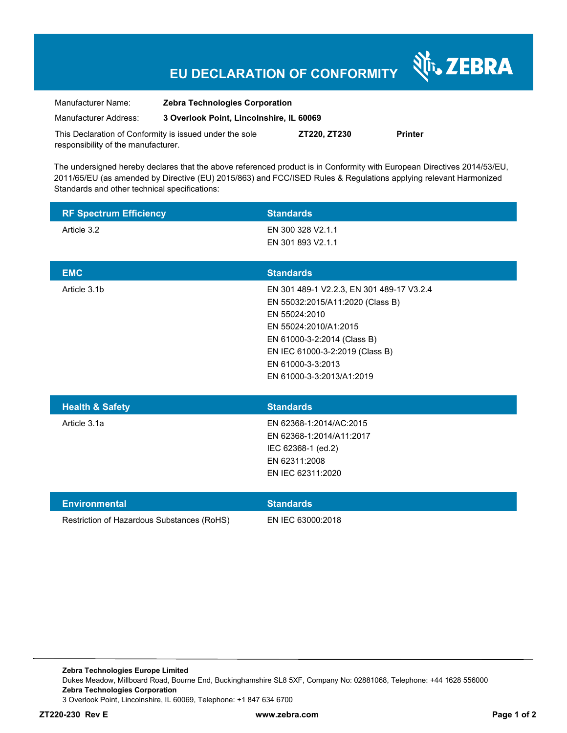# EU DECLARATION OF CONFORMITY

ZEBRA

| | | | |
|---|---|---|---|
| Manufacturer Name: | **Zebra Technologies Corporation** | | |
| Manufacturer Address: | **3 Overlook Point, Lincolnshire, IL 60069** | | |
| This Declaration of Conformity is issued under the sole responsibility of the manufacturer. | | **ZT220, ZT230** | **Printer** |

The undersigned hereby declares that the above referenced product is in Conformity with European Directives 2014/53/EU, 2011/65/EU (as amended by Directive (EU) 2015/863) and FCC/ISED Rules & Regulations applying relevant Harmonized Standards and other technical specifications:

| RF Spectrum Efficiency | Standards |
|---|---|
| Article 3.2 | EN 300 328 V2.1.1<br>EN 301 893 V2.1.1 |

| EMC | Standards |
|---|---|
| Article 3.1b | EN 301 489-1 V2.2.3, EN 301 489-17 V3.2.4<br>EN 55032:2015/A11:2020 (Class B)<br>EN 55024:2010<br>EN 55024:2010/A1:2015<br>EN 61000-3-2:2014 (Class B)<br>EN IEC 61000-3-2:2019 (Class B)<br>EN 61000-3-3:2013<br>EN 61000-3-3:2013/A1:2019 |

| Health & Safety | Standards |
|---|---|
| Article 3.1a | EN 62368-1:2014/AC:2015<br>EN 62368-1:2014/A11:2017<br>IEC 62368-1 (ed.2)<br>EN 62311:2008<br>EN IEC 62311:2020 |

| Environmental | Standards |
|---|---|
| Restriction of Hazardous Substances (RoHS) | EN IEC 63000:2018 |

**Zebra Technologies Europe Limited**
Dukes Meadow, Millboard Road, Bourne End, Buckinghamshire SL8 5XF, Company No: 02881068, Telephone: +44 1628 556000
**Zebra Technologies Corporation**
3 Overlook Point, Lincolnshire, IL 60069, Telephone: +1 847 634 6700

**ZT220-230 Rev E** | **www.zebra.com**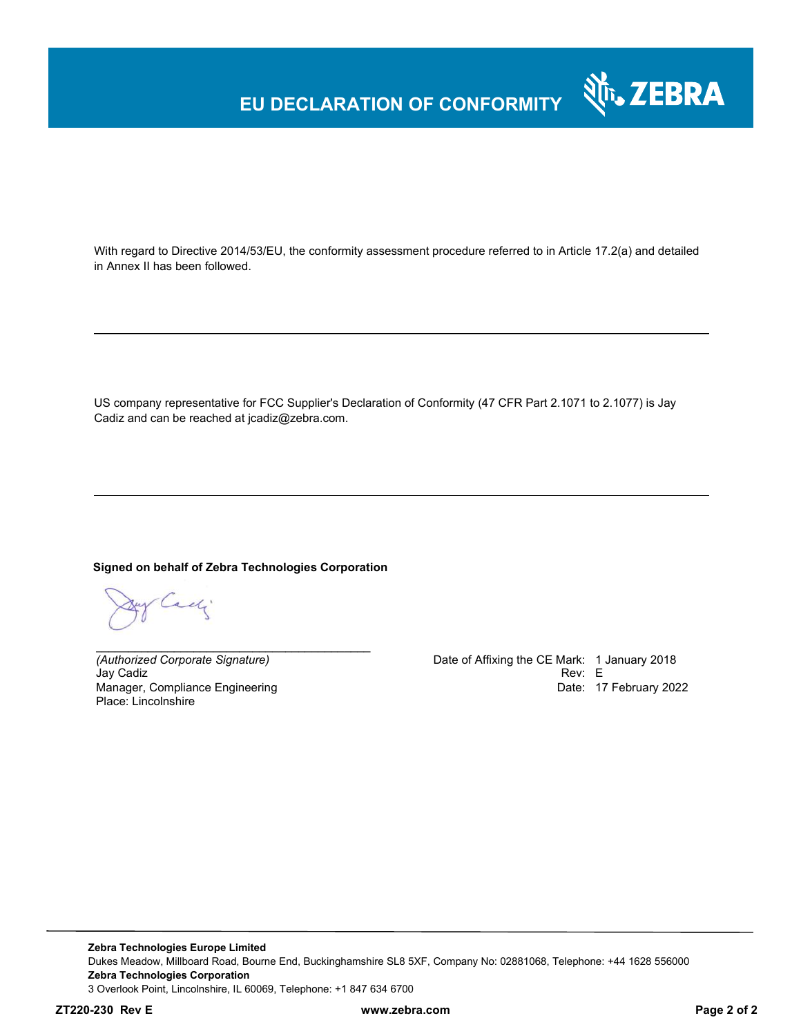# EU DECLARATION OF CONFORMITY

With regard to Directive 2014/53/EU, the conformity assessment procedure referred to in Article 17.2(a) and detailed in Annex II has been followed.

---

US company representative for FCC Supplier's Declaration of Conformity (47 CFR Part 2.1071 to 2.1077) is Jay Cadiz and can be reached at jcadiz@zebra.com.

---

**Signed on behalf of Zebra Technologies Corporation**

_____________________________________________

*(Authorized Corporate Signature)*
Jay Cadiz
Manager, Compliance Engineering
Place: Lincolnshire

Date of Affixing the CE Mark: 1 January 2018
Rev: E
Date: 17 February 2022

---

**Zebra Technologies Europe Limited**
Dukes Meadow, Millboard Road, Bourne End, Buckinghamshire SL8 5XF, Company No: 02881068, Telephone: +44 1628 556000
**Zebra Technologies Corporation**
3 Overlook Point, Lincolnshire, IL 60069, Telephone: +1 847 634 6700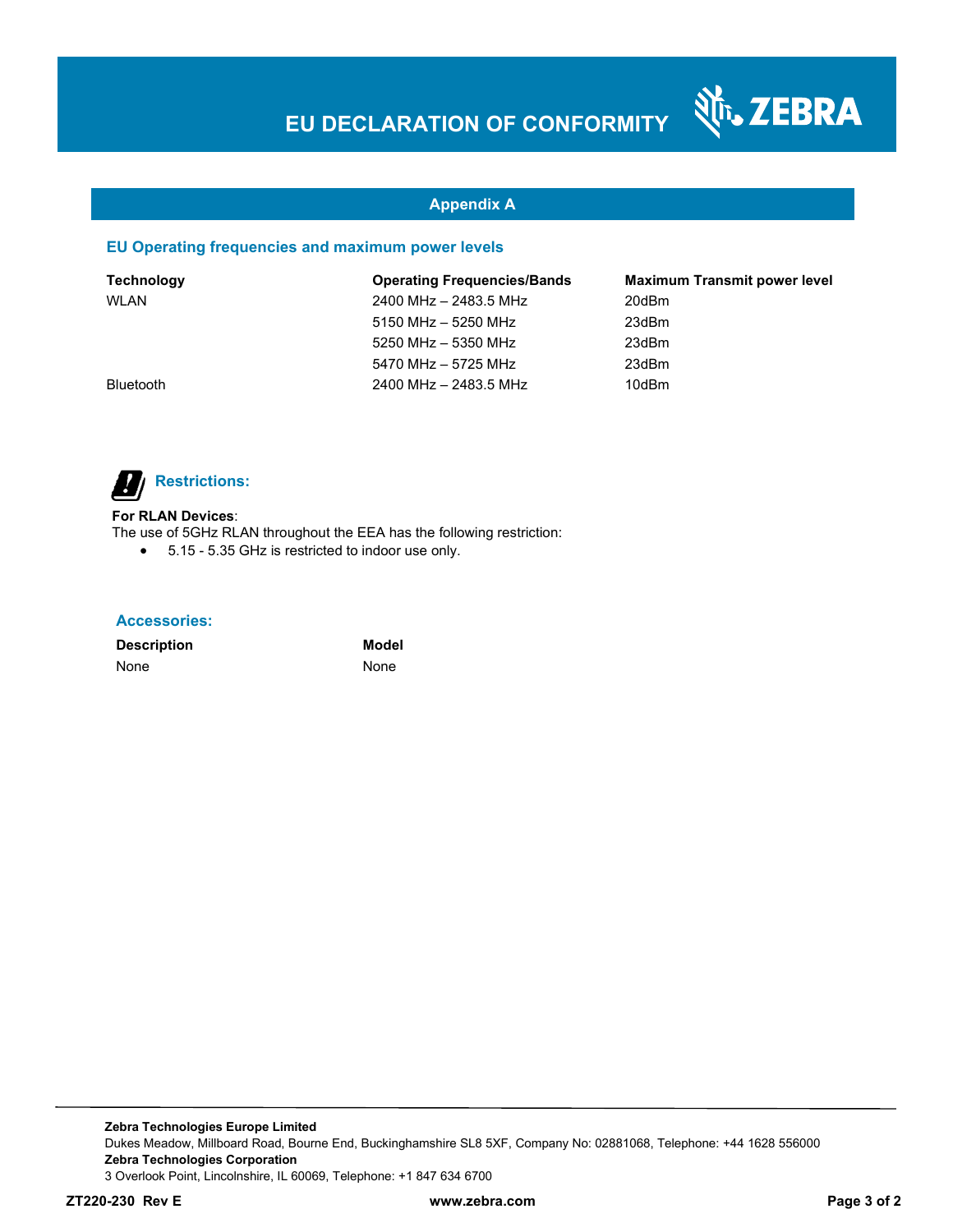# EU DECLARATION OF CONFORMITY

## Appendix A

### EU Operating frequencies and maximum power levels

| Technology | Operating Frequencies/Bands | Maximum Transmit power level |
|---|---|---|
| WLAN | 2400 MHz – 2483.5 MHz | 20dBm |
| | 5150 MHz – 5250 MHz | 23dBm |
| | 5250 MHz – 5350 MHz | 23dBm |
| | 5470 MHz – 5725 MHz | 23dBm |
| Bluetooth | 2400 MHz – 2483.5 MHz | 10dBm |

### Restrictions:

**For RLAN Devices**:
The use of 5GHz RLAN throughout the EEA has the following restriction:

- 5.15 - 5.35 GHz is restricted to indoor use only.

### Accessories:

| Description | Model |
|---|---|
| None | None |

**Zebra Technologies Europe Limited**
Dukes Meadow, Millboard Road, Bourne End, Buckinghamshire SL8 5XF, Company No: 02881068, Telephone: +44 1628 556000
**Zebra Technologies Corporation**
3 Overlook Point, Lincolnshire, IL 60069, Telephone: +1 847 634 6700

**ZT220-230 Rev E** **www.zebra.com**